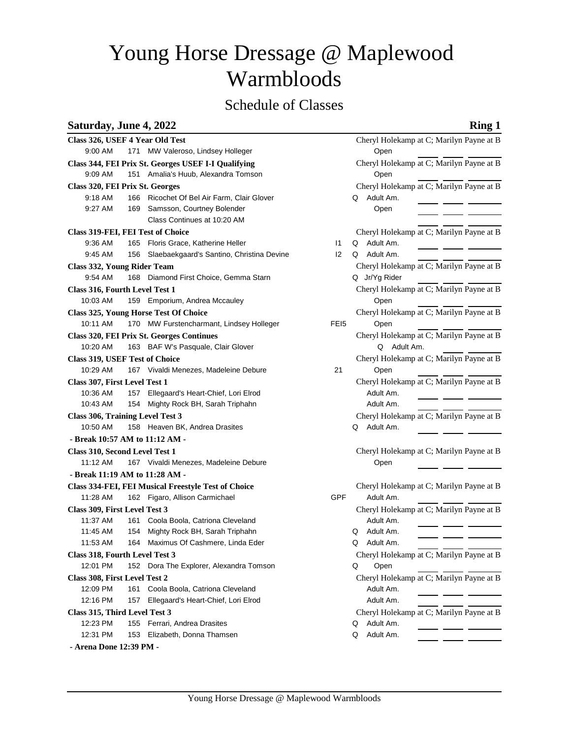# Young Horse Dressage @ Maplewood Warmbloods

## Schedule of Classes

### Saturday, June 4, 2022 — Ring 1

**Class 326, USEF 4 Year Old Test** — Cheryl Holekamp at C; Marilyn Payne at B

9:00 AM 171 MW Valeroso, Lindsey Holleger — Open

**Class 344, FEI Prix St. Georges USEF I-I Qualifying** — Cheryl Holekamp at C; Marilyn Payne at B

9:09 AM 151 Amalia's Huub, Alexandra Tomson — Open

**Class 320, FEI Prix St. Georges** — Cheryl Holekamp at C; Marilyn Payne at B

9:18 AM 166 Ricochet Of Bel Air Farm, Clair Glover — Q Adult Am.

9:27 AM 169 Samsson, Courtney Bolender — Open

Class Continues at 10:20 AM

**Class 319-FEI, FEI Test of Choice** — Cheryl Holekamp at C; Marilyn Payne at B

9:36 AM 165 Floris Grace, Katherine Heller — I1 Q Adult Am.

9:45 AM 156 Slaebaekgaard's Santino, Christina Devine — I2 Q Adult Am.

**Class 332, Young Rider Team** — Cheryl Holekamp at C; Marilyn Payne at B

9:54 AM 168 Diamond First Choice, Gemma Starn — Q Jr/Yg Rider

**Class 316, Fourth Level Test 1** — Cheryl Holekamp at C; Marilyn Payne at B

10:03 AM 159 Emporium, Andrea Mccauley — Open

**Class 325, Young Horse Test Of Choice** — Cheryl Holekamp at C; Marilyn Payne at B

10:11 AM 170 MW Furstencharmant, Lindsey Holleger — FEI5 Open

**Class 320, FEI Prix St. Georges Continues** — Cheryl Holekamp at C; Marilyn Payne at B

10:20 AM 163 BAF W's Pasquale, Clair Glover — Q Adult Am.

**Class 319, USEF Test of Choice** — Cheryl Holekamp at C; Marilyn Payne at B

10:29 AM 167 Vivaldi Menezes, Madeleine Debure — 21 Open

**Class 307, First Level Test 1** — Cheryl Holekamp at C; Marilyn Payne at B

10:36 AM 157 Ellegaard's Heart-Chief, Lori Elrod — Adult Am.

10:43 AM 154 Mighty Rock BH, Sarah Triphahn — Adult Am.

**Class 306, Training Level Test 3** — Cheryl Holekamp at C; Marilyn Payne at B

10:50 AM 158 Heaven BK, Andrea Drasites — Q Adult Am.

**- Break 10:57 AM to 11:12 AM -**

**Class 310, Second Level Test 1** — Cheryl Holekamp at C; Marilyn Payne at B

11:12 AM 167 Vivaldi Menezes, Madeleine Debure — Open

**- Break 11:19 AM to 11:28 AM -**

**Class 334-FEI, FEI Musical Freestyle Test of Choice** — Cheryl Holekamp at C; Marilyn Payne at B

11:28 AM 162 Figaro, Allison Carmichael — GPF Adult Am.

**Class 309, First Level Test 3** — Cheryl Holekamp at C; Marilyn Payne at B

11:37 AM 161 Coola Boola, Catriona Cleveland — Adult Am.

11:45 AM 154 Mighty Rock BH, Sarah Triphahn — Q Adult Am.

11:53 AM 164 Maximus Of Cashmere, Linda Eder — Q Adult Am.

**Class 318, Fourth Level Test 3** — Cheryl Holekamp at C; Marilyn Payne at B

12:01 PM 152 Dora The Explorer, Alexandra Tomson — Q Open

**Class 308, First Level Test 2** — Cheryl Holekamp at C; Marilyn Payne at B

12:09 PM 161 Coola Boola, Catriona Cleveland — Adult Am.

12:16 PM 157 Ellegaard's Heart-Chief, Lori Elrod — Adult Am.

**Class 315, Third Level Test 3** — Cheryl Holekamp at C; Marilyn Payne at B

12:23 PM 155 Ferrari, Andrea Drasites — Q Adult Am.

12:31 PM 153 Elizabeth, Donna Thamsen — Q Adult Am.

**- Arena Done 12:39 PM -**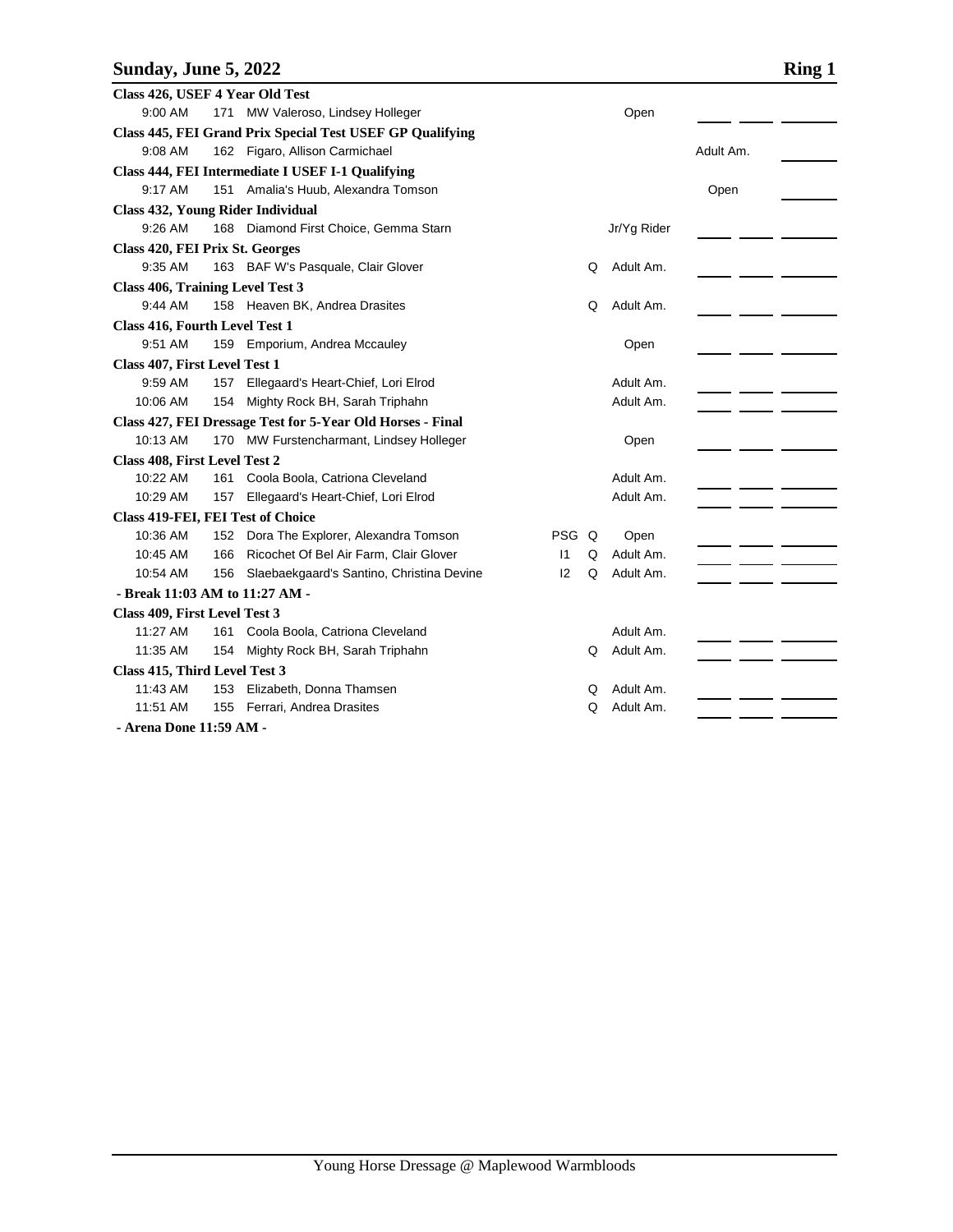## Sunday, June 5, 2022 — Ring 1

**Class 426, USEF 4 Year Old Test**

| | | | | | |
|---|---|---|---|---|---|
| 9:00 AM | 171 | MW Valeroso, Lindsey Holleger | | | Open |

**Class 445, FEI Grand Prix Special Test USEF GP Qualifying**

| | | | | | |
|---|---|---|---|---|---|
| 9:08 AM | 162 | Figaro, Allison Carmichael | | | Adult Am. |

**Class 444, FEI Intermediate I USEF I-1 Qualifying**

| | | | | | |
|---|---|---|---|---|---|
| 9:17 AM | 151 | Amalia's Huub, Alexandra Tomson | | | Open |

**Class 432, Young Rider Individual**

| | | | | | |
|---|---|---|---|---|---|
| 9:26 AM | 168 | Diamond First Choice, Gemma Starn | | | Jr/Yg Rider |

**Class 420, FEI Prix St. Georges**

| | | | | | |
|---|---|---|---|---|---|
| 9:35 AM | 163 | BAF W's Pasquale, Clair Glover | | Q | Adult Am. |

**Class 406, Training Level Test 3**

| | | | | | |
|---|---|---|---|---|---|
| 9:44 AM | 158 | Heaven BK, Andrea Drasites | | Q | Adult Am. |

**Class 416, Fourth Level Test 1**

| | | | | | |
|---|---|---|---|---|---|
| 9:51 AM | 159 | Emporium, Andrea Mccauley | | | Open |

**Class 407, First Level Test 1**

| | | | | | |
|---|---|---|---|---|---|
| 9:59 AM | 157 | Ellegaard's Heart-Chief, Lori Elrod | | | Adult Am. |
| 10:06 AM | 154 | Mighty Rock BH, Sarah Triphahn | | | Adult Am. |

**Class 427, FEI Dressage Test for 5-Year Old Horses - Final**

| | | | | | |
|---|---|---|---|---|---|
| 10:13 AM | 170 | MW Furstencharmant, Lindsey Holleger | | | Open |

**Class 408, First Level Test 2**

| | | | | | |
|---|---|---|---|---|---|
| 10:22 AM | 161 | Coola Boola, Catriona Cleveland | | | Adult Am. |
| 10:29 AM | 157 | Ellegaard's Heart-Chief, Lori Elrod | | | Adult Am. |

**Class 419-FEI, FEI Test of Choice**

| | | | | | |
|---|---|---|---|---|---|
| 10:36 AM | 152 | Dora The Explorer, Alexandra Tomson | PSG | Q | Open |
| 10:45 AM | 166 | Ricochet Of Bel Air Farm, Clair Glover | I1 | Q | Adult Am. |
| 10:54 AM | 156 | Slaebaekgaard's Santino, Christina Devine | I2 | Q | Adult Am. |

**- Break 11:03 AM to 11:27 AM -**

**Class 409, First Level Test 3**

| | | | | | |
|---|---|---|---|---|---|
| 11:27 AM | 161 | Coola Boola, Catriona Cleveland | | | Adult Am. |
| 11:35 AM | 154 | Mighty Rock BH, Sarah Triphahn | | Q | Adult Am. |

**Class 415, Third Level Test 3**

| | | | | | |
|---|---|---|---|---|---|
| 11:43 AM | 153 | Elizabeth, Donna Thamsen | | Q | Adult Am. |
| 11:51 AM | 155 | Ferrari, Andrea Drasites | | Q | Adult Am. |

**- Arena Done 11:59 AM -**